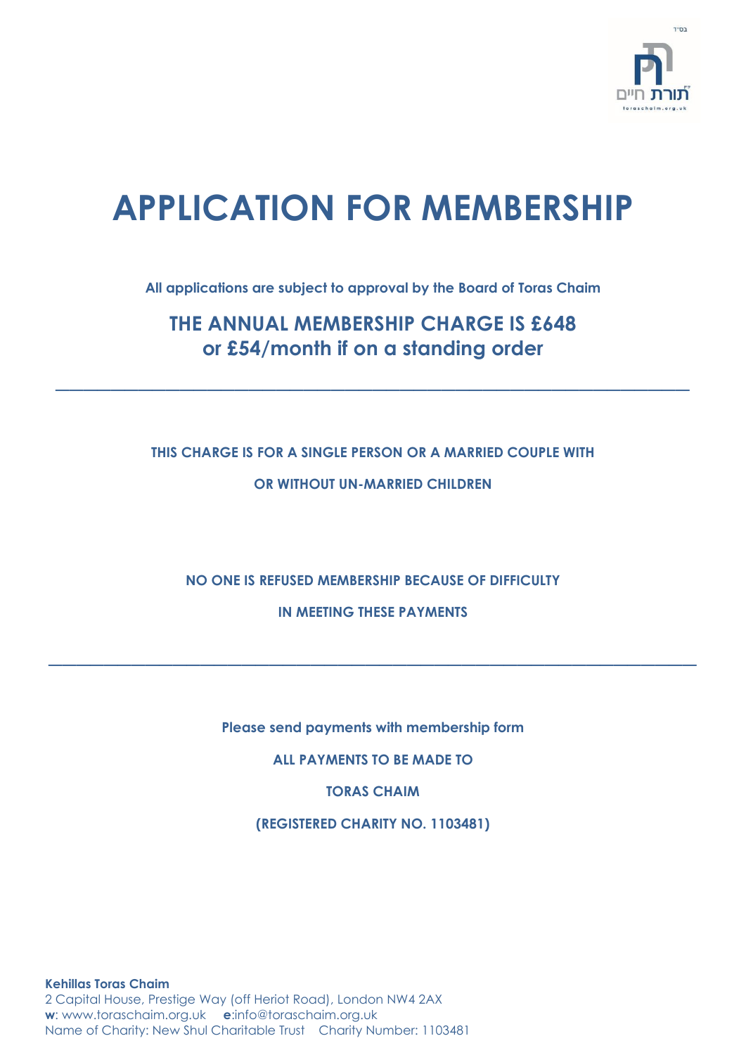בס"ד

תורת חיים

toraschaim.org.uk

# APPLICATION FOR MEMBERSHIP

**All applications are subject to approval by the Board of Toras Chaim**

## THE ANNUAL MEMBERSHIP CHARGE IS £648 or £54/month if on a standing order

---

**THIS CHARGE IS FOR A SINGLE PERSON OR A MARRIED COUPLE WITH OR WITHOUT UN-MARRIED CHILDREN**

**NO ONE IS REFUSED MEMBERSHIP BECAUSE OF DIFFICULTY IN MEETING THESE PAYMENTS**

---

**Please send payments with membership form**

**ALL PAYMENTS TO BE MADE TO**

**TORAS CHAIM**

**(REGISTERED CHARITY NO. 1103481)**

**Kehillas Toras Chaim**
2 Capital House, Prestige Way (off Heriot Road), London NW4 2AX
**w**: www.toraschaim.org.uk **e**:info@toraschaim.org.uk
Name of Charity: New Shul Charitable Trust Charity Number: 1103481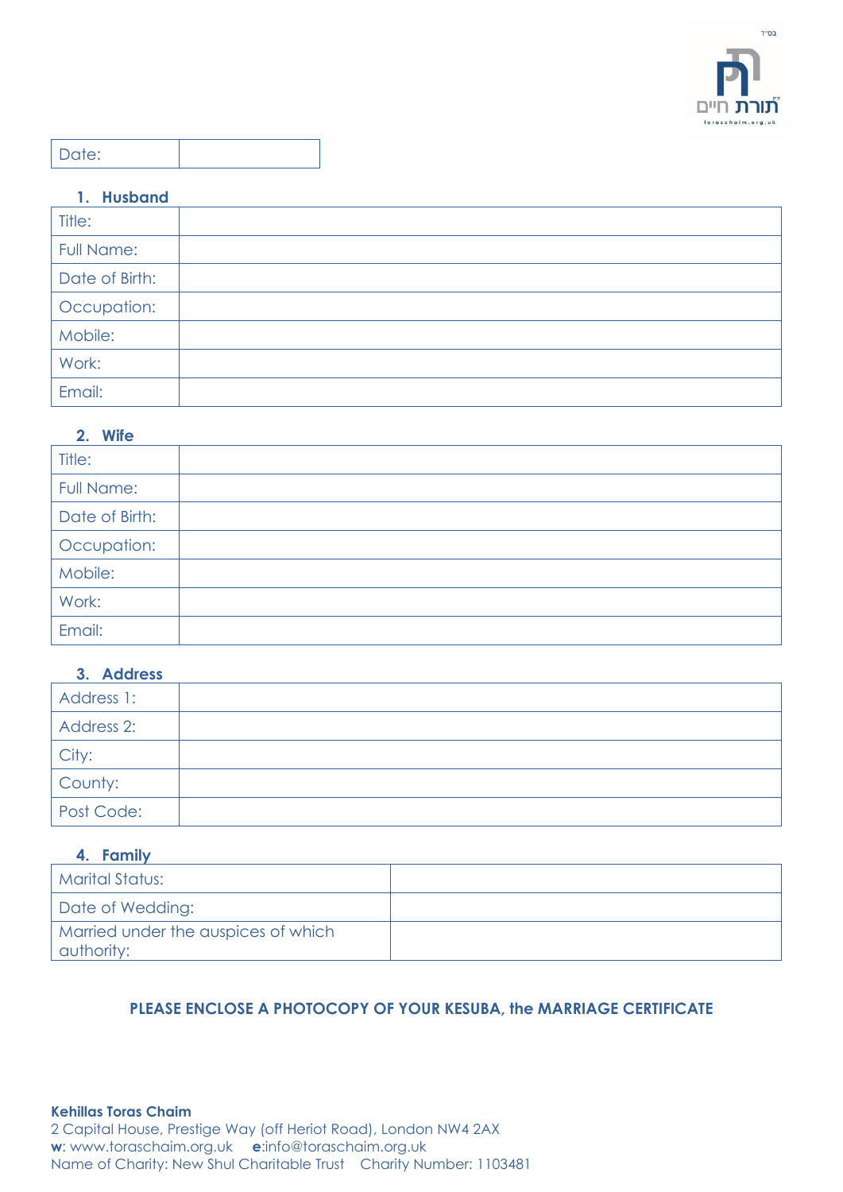בס"ד

תורת חיים

toraschaim.org.uk

| Date: | |
|---|---|

### 1. Husband

| Title: | |
|---|---|
| Full Name: | |
| Date of Birth: | |
| Occupation: | |
| Mobile: | |
| Work: | |
| Email: | |

### 2. Wife

| Title: | |
|---|---|
| Full Name: | |
| Date of Birth: | |
| Occupation: | |
| Mobile: | |
| Work: | |
| Email: | |

### 3. Address

| Address 1: | |
|---|---|
| Address 2: | |
| City: | |
| County: | |
| Post Code: | |

### 4. Family

| Marital Status: | |
|---|---|
| Date of Wedding: | |
| Married under the auspices of which authority: | |

**PLEASE ENCLOSE A PHOTOCOPY OF YOUR KESUBA, the MARRIAGE CERTIFICATE**

**Kehillas Toras Chaim**
2 Capital House, Prestige Way (off Heriot Road), London NW4 2AX
**w**: www.toraschaim.org.uk **e**:info@toraschaim.org.uk
Name of Charity: New Shul Charitable Trust Charity Number: 1103481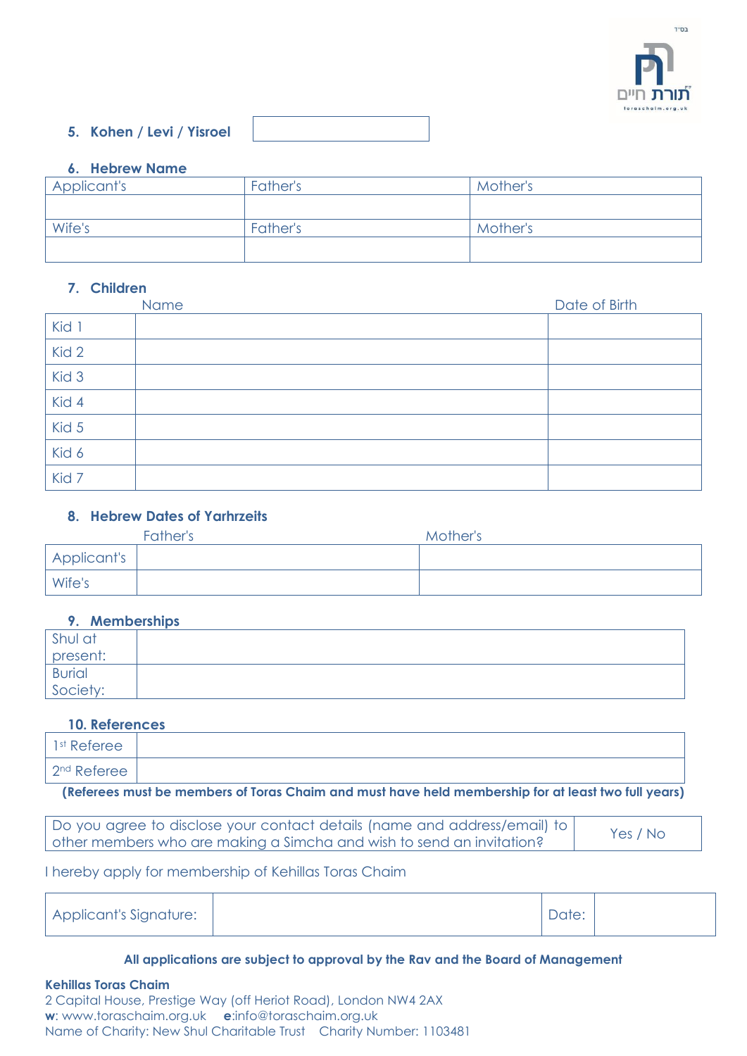בס"ד

תורת חיים
toraschaim.org.uk

**5. Kohen / Levi / Yisroel**

| |
|---|
| |

**6. Hebrew Name**

| | | |
|---|---|---|
| Applicant's | Father's | Mother's |
| | | |
| Wife's | Father's | Mother's |
| | | |

**7. Children**

| | Name | Date of Birth |
|---|---|---|
| Kid 1 | | |
| Kid 2 | | |
| Kid 3 | | |
| Kid 4 | | |
| Kid 5 | | |
| Kid 6 | | |
| Kid 7 | | |

**8. Hebrew Dates of Yarhrzeits**

| | Father's | Mother's |
|---|---|---|
| Applicant's | | |
| Wife's | | |

**9. Memberships**

| | |
|---|---|
| Shul at present: | |
| Burial Society: | |

**10. References**

| | |
|---|---|
| 1st Referee | |
| 2nd Referee | |

**(Referees must be members of Toras Chaim and must have held membership for at least two full years)**

| | |
|---|---|
| Do you agree to disclose your contact details (name and address/email) to other members who are making a Simcha and wish to send an invitation? | Yes / No |

I hereby apply for membership of Kehillas Toras Chaim

| | | | |
|---|---|---|---|
| Applicant's Signature: | | Date: | |

**All applications are subject to approval by the Rav and the Board of Management**

**Kehillas Toras Chaim**
2 Capital House, Prestige Way (off Heriot Road), London NW4 2AX
**w**: www.toraschaim.org.uk **e**:info@toraschaim.org.uk
Name of Charity: New Shul Charitable Trust Charity Number: 1103481